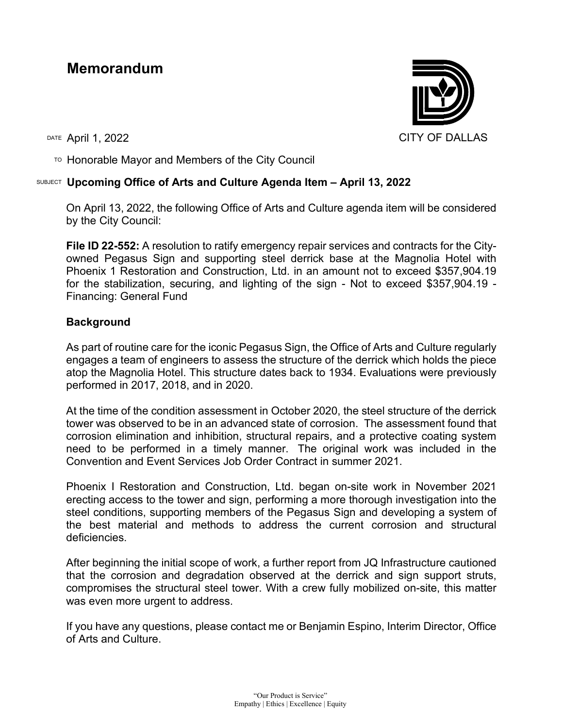# Memorandum

CITY OF DALLAS

DATE April 1, 2022

TO Honorable Mayor and Members of the City Council

SUBJECT **Upcoming Office of Arts and Culture Agenda Item – April 13, 2022**

On April 13, 2022, the following Office of Arts and Culture agenda item will be considered by the City Council:

**File ID 22-552:** A resolution to ratify emergency repair services and contracts for the City-owned Pegasus Sign and supporting steel derrick base at the Magnolia Hotel with Phoenix 1 Restoration and Construction, Ltd. in an amount not to exceed $357,904.19 for the stabilization, securing, and lighting of the sign - Not to exceed $357,904.19 - Financing: General Fund

**Background**

As part of routine care for the iconic Pegasus Sign, the Office of Arts and Culture regularly engages a team of engineers to assess the structure of the derrick which holds the piece atop the Magnolia Hotel. This structure dates back to 1934. Evaluations were previously performed in 2017, 2018, and in 2020.

At the time of the condition assessment in October 2020, the steel structure of the derrick tower was observed to be in an advanced state of corrosion. The assessment found that corrosion elimination and inhibition, structural repairs, and a protective coating system need to be performed in a timely manner. The original work was included in the Convention and Event Services Job Order Contract in summer 2021.

Phoenix I Restoration and Construction, Ltd. began on-site work in November 2021 erecting access to the tower and sign, performing a more thorough investigation into the steel conditions, supporting members of the Pegasus Sign and developing a system of the best material and methods to address the current corrosion and structural deficiencies.

After beginning the initial scope of work, a further report from JQ Infrastructure cautioned that the corrosion and degradation observed at the derrick and sign support struts, compromises the structural steel tower. With a crew fully mobilized on-site, this matter was even more urgent to address.

If you have any questions, please contact me or Benjamin Espino, Interim Director, Office of Arts and Culture.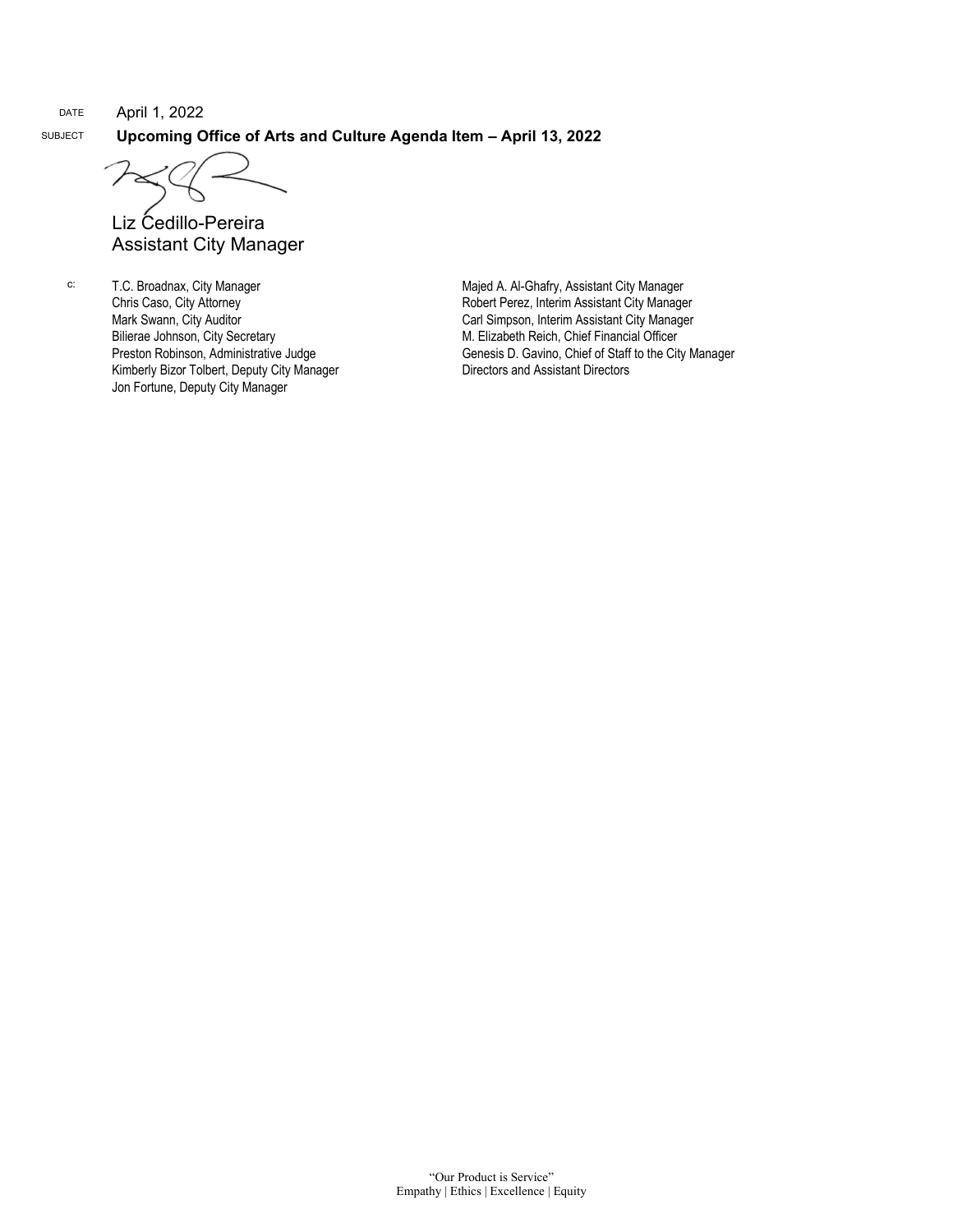DATE April 1, 2022

SUBJECT **Upcoming Office of Arts and Culture Agenda Item – April 13, 2022**

Liz Cedillo-Pereira
Assistant City Manager

c:
T.C. Broadnax, City Manager
Chris Caso, City Attorney
Mark Swann, City Auditor
Bilierae Johnson, City Secretary
Preston Robinson, Administrative Judge
Kimberly Bizor Tolbert, Deputy City Manager
Jon Fortune, Deputy City Manager
Majed A. Al-Ghafry, Assistant City Manager
Robert Perez, Interim Assistant City Manager
Carl Simpson, Interim Assistant City Manager
M. Elizabeth Reich, Chief Financial Officer
Genesis D. Gavino, Chief of Staff to the City Manager
Directors and Assistant Directors

"Our Product is Service"
Empathy | Ethics | Excellence | Equity